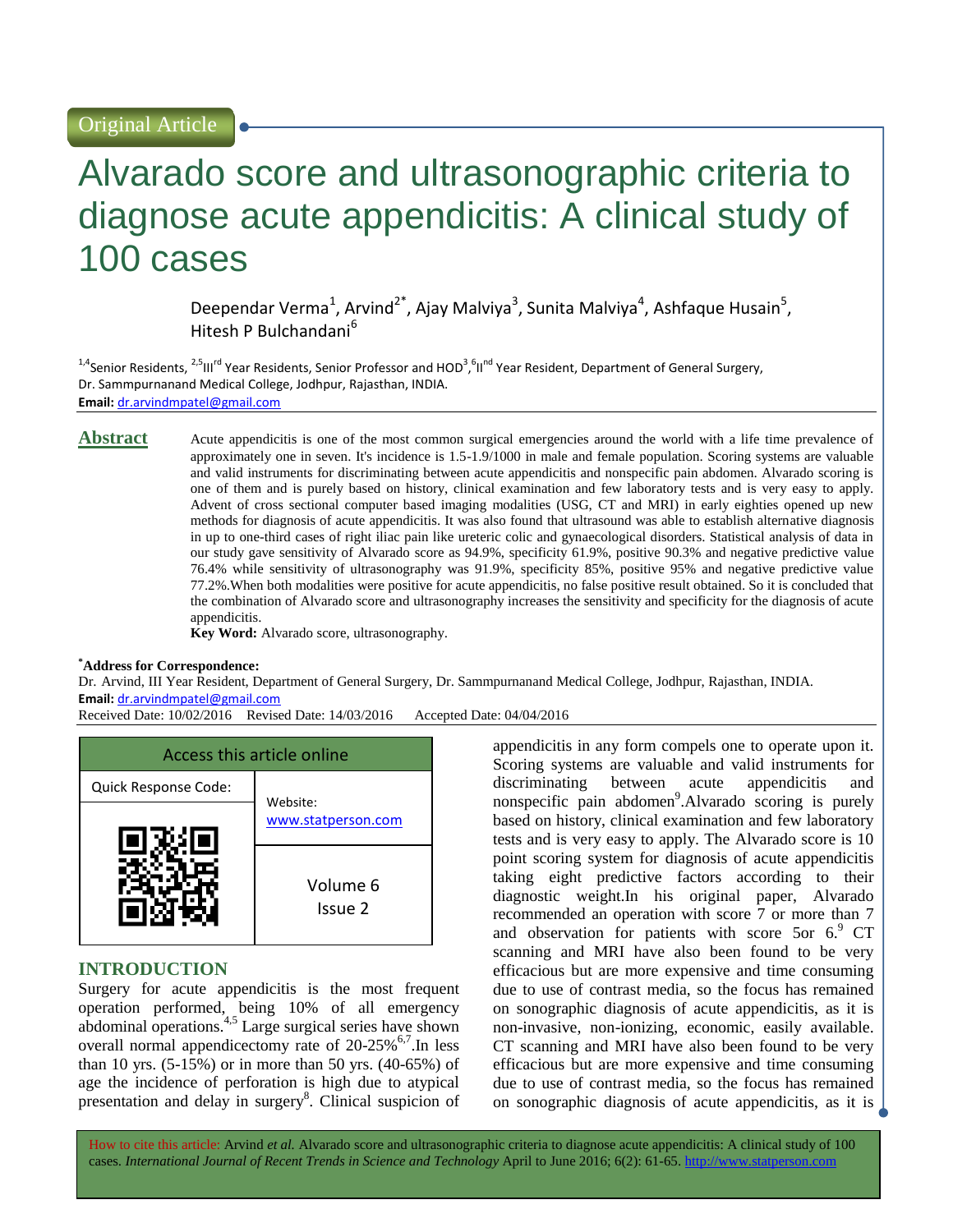Original Article

# Alvarado score and ultrasonographic criteria to diagnose acute appendicitis: A clinical study of 100 cases

Deependar Verma[1], Arvind[2*], Ajay Malviya[3], Sunita Malviya[4], Ashfaque Husain[5], Hitesh P Bulchandani[6]

[1,4]Senior Residents, [2,5]III[rd] Year Residents, Senior Professor and HOD[3], [6]II[nd] Year Resident, Department of General Surgery, Dr. Sammpurnanand Medical College, Jodhpur, Rajasthan, INDIA.

**Email:** dr.arvindmpatel@gmail.com

## Abstract

Acute appendicitis is one of the most common surgical emergencies around the world with a life time prevalence of approximately one in seven. It's incidence is 1.5-1.9/1000 in male and female population. Scoring systems are valuable and valid instruments for discriminating between acute appendicitis and nonspecific pain abdomen. Alvarado scoring is one of them and is purely based on history, clinical examination and few laboratory tests and is very easy to apply. Advent of cross sectional computer based imaging modalities (USG, CT and MRI) in early eighties opened up new methods for diagnosis of acute appendicitis. It was also found that ultrasound was able to establish alternative diagnosis in up to one-third cases of right iliac pain like ureteric colic and gynaecological disorders. Statistical analysis of data in our study gave sensitivity of Alvarado score as 94.9%, specificity 61.9%, positive 90.3% and negative predictive value 76.4% while sensitivity of ultrasonography was 91.9%, specificity 85%, positive 95% and negative predictive value 77.2%.When both modalities were positive for acute appendicitis, no false positive result obtained. So it is concluded that the combination of Alvarado score and ultrasonography increases the sensitivity and specificity for the diagnosis of acute appendicitis.

**Key Word:** Alvarado score, ultrasonography.

**[*]Address for Correspondence:**

Dr. Arvind, III Year Resident, Department of General Surgery, Dr. Sammpurnanand Medical College, Jodhpur, Rajasthan, INDIA.

**Email:** dr.arvindmpatel@gmail.com

Received Date: 10/02/2016 Revised Date: 14/03/2016 Accepted Date: 04/04/2016

| Access this article online | |
|---|---|
| Quick Response Code: | Website: www.statperson.com |
| | Volume 6 Issue 2 |

## INTRODUCTION

Surgery for acute appendicitis is the most frequent operation performed, being 10% of all emergency abdominal operations.[4,5] Large surgical series have shown overall normal appendicectomy rate of 20-25%[6,7].In less than 10 yrs. (5-15%) or in more than 50 yrs. (40-65%) of age the incidence of perforation is high due to atypical presentation and delay in surgery[8]. Clinical suspicion of appendicitis in any form compels one to operate upon it. Scoring systems are valuable and valid instruments for discriminating between acute appendicitis and nonspecific pain abdomen[9].Alvarado scoring is purely based on history, clinical examination and few laboratory tests and is very easy to apply. The Alvarado score is 10 point scoring system for diagnosis of acute appendicitis taking eight predictive factors according to their diagnostic weight.In his original paper, Alvarado recommended an operation with score 7 or more than 7 and observation for patients with score 5or 6.[9] CT scanning and MRI have also been found to be very efficacious but are more expensive and time consuming due to use of contrast media, so the focus has remained on sonographic diagnosis of acute appendicitis, as it is non-invasive, non-ionizing, economic, easily available. CT scanning and MRI have also been found to be very efficacious but are more expensive and time consuming due to use of contrast media, so the focus has remained on sonographic diagnosis of acute appendicitis, as it is

How to cite this article: Arvind *et al.* Alvarado score and ultrasonographic criteria to diagnose acute appendicitis: A clinical study of 100 cases. *International Journal of Recent Trends in Science and Technology* April to June 2016; 6(2): 61-65. http://www.statperson.com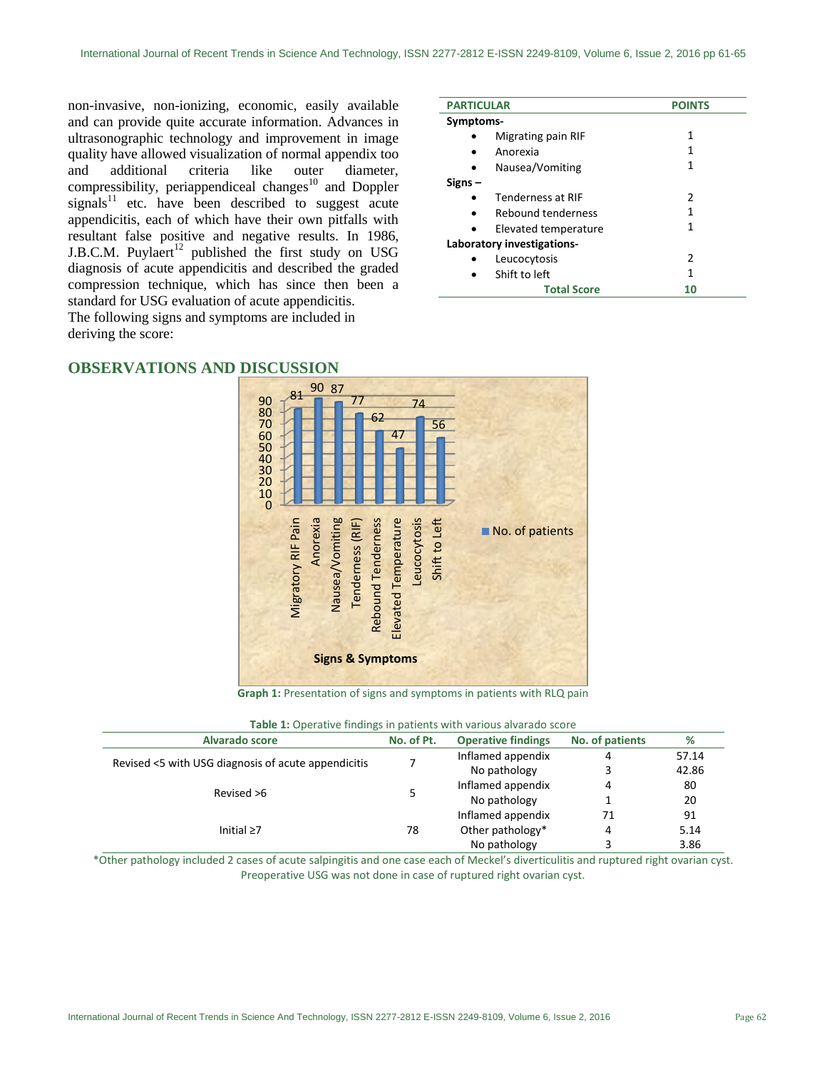non-invasive, non-ionizing, economic, easily available and can provide quite accurate information. Advances in ultrasonographic technology and improvement in image quality have allowed visualization of normal appendix too and additional criteria like outer diameter, compressibility, periappendiceal changes[10] and Doppler signals[11] etc. have been described to suggest acute appendicitis, each of which have their own pitfalls with resultant false positive and negative results. In 1986, J.B.C.M. Puylaert[12] published the first study on USG diagnosis of acute appendicitis and described the graded compression technique, which has since then been a standard for USG evaluation of acute appendicitis.

The following signs and symptoms are included in deriving the score:

| PARTICULAR | POINTS |
| --- | --- |
| **Symptoms-** | |
| • Migrating pain RIF | 1 |
| • Anorexia | 1 |
| • Nausea/Vomiting | 1 |
| **Signs –** | |
| • Tenderness at RIF | 2 |
| • Rebound tenderness | 1 |
| • Elevated temperature | 1 |
| **Laboratory investigations-** | |
| • Leucocytosis | 2 |
| • Shift to left | 1 |
| **Total Score** | **10** |

## OBSERVATIONS AND DISCUSSION

| Signs & Symptoms | No. of patients |
| --- | --- |
| Migratory RIF Pain | 81 |
| Anorexia | 90 |
| Nausea/Vomiting | 87 |
| Tenderness (RIF) | 77 |
| Rebound Tenderness | 62 |
| Elevated Temperature | 47 |
| Leucocytosis | 74 |
| Shift to Left | 56 |

**Graph 1:** Presentation of signs and symptoms in patients with RLQ pain

**Table 1:** Operative findings in patients with various alvarado score

| Alvarado score | No. of Pt. | Operative findings | No. of patients | % |
| --- | --- | --- | --- | --- |
| Revised <5 with USG diagnosis of acute appendicitis | 7 | Inflamed appendix | 4 | 57.14 |
| | | No pathology | 3 | 42.86 |
| Revised >6 | 5 | Inflamed appendix | 4 | 80 |
| | | No pathology | 1 | 20 |
| Initial ≥7 | 78 | Inflamed appendix | 71 | 91 |
| | | Other pathology* | 4 | 5.14 |
| | | No pathology | 3 | 3.86 |

*Other pathology included 2 cases of acute salpingitis and one case each of Meckel's diverticulitis and ruptured right ovarian cyst. Preoperative USG was not done in case of ruptured right ovarian cyst.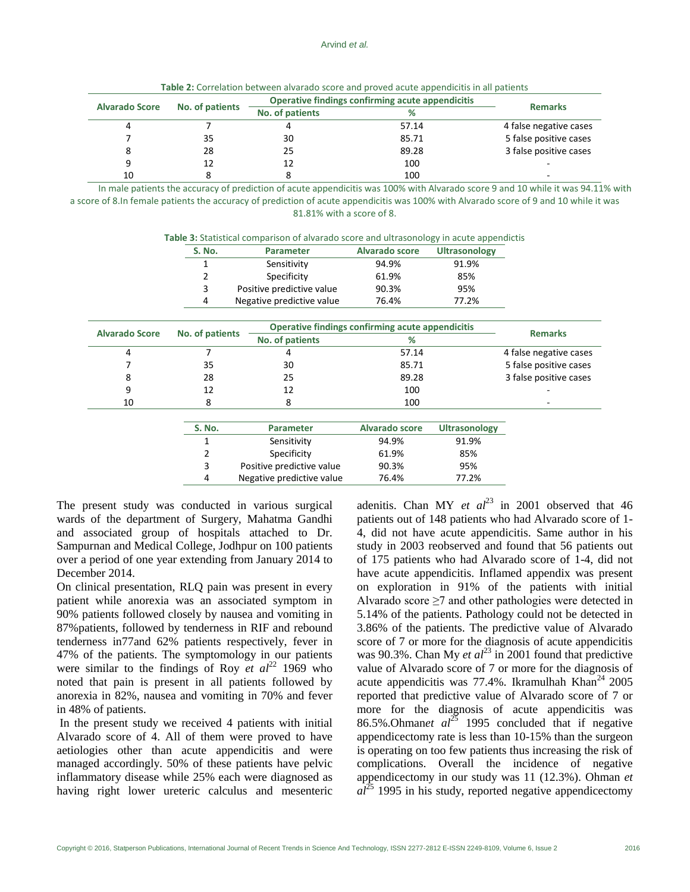**Table 2:** Correlation between alvarado score and proved acute appendicitis in all patients

| Alvarado Score | No. of patients | Operative findings confirming acute appendicitis | | Remarks |
|---|---|---|---|---|
| | | No. of patients | % | |
| 4 | 7 | 4 | 57.14 | 4 false negative cases |
| 7 | 35 | 30 | 85.71 | 5 false positive cases |
| 8 | 28 | 25 | 89.28 | 3 false positive cases |
| 9 | 12 | 12 | 100 | - |
| 10 | 8 | 8 | 100 | - |

In male patients the accuracy of prediction of acute appendicitis was 100% with Alvarado score 9 and 10 while it was 94.11% with a score of 8.In female patients the accuracy of prediction of acute appendicitis was 100% with Alvarado score of 9 and 10 while it was 81.81% with a score of 8.

**Table 3:** Statistical comparison of alvarado score and ultrasonology in acute appendictis

| S. No. | Parameter | Alvarado score | Ultrasonology |
|---|---|---|---|
| 1 | Sensitivity | 94.9% | 91.9% |
| 2 | Specificity | 61.9% | 85% |
| 3 | Positive predictive value | 90.3% | 95% |
| 4 | Negative predictive value | 76.4% | 77.2% |

| Alvarado Score | No. of patients | Operative findings confirming acute appendicitis | | Remarks |
|---|---|---|---|---|
| | | No. of patients | % | |
| 4 | 7 | 4 | 57.14 | 4 false negative cases |
| 7 | 35 | 30 | 85.71 | 5 false positive cases |
| 8 | 28 | 25 | 89.28 | 3 false positive cases |
| 9 | 12 | 12 | 100 | - |
| 10 | 8 | 8 | 100 | - |

| S. No. | Parameter | Alvarado score | Ultrasonology |
|---|---|---|---|
| 1 | Sensitivity | 94.9% | 91.9% |
| 2 | Specificity | 61.9% | 85% |
| 3 | Positive predictive value | 90.3% | 95% |
| 4 | Negative predictive value | 76.4% | 77.2% |

The present study was conducted in various surgical wards of the department of Surgery, Mahatma Gandhi and associated group of hospitals attached to Dr. Sampurnan and Medical College, Jodhpur on 100 patients over a period of one year extending from January 2014 to December 2014.

On clinical presentation, RLQ pain was present in every patient while anorexia was an associated symptom in 90% patients followed closely by nausea and vomiting in 87%patients, followed by tenderness in RIF and rebound tenderness in77and 62% patients respectively, fever in 47% of the patients. The symptomology in our patients were similar to the findings of Roy *et al*[22] 1969 who noted that pain is present in all patients followed by anorexia in 82%, nausea and vomiting in 70% and fever in 48% of patients.

In the present study we received 4 patients with initial Alvarado score of 4. All of them were proved to have aetiologies other than acute appendicitis and were managed accordingly. 50% of these patients have pelvic inflammatory disease while 25% each were diagnosed as having right lower ureteric calculus and mesenteric adenitis. Chan MY *et al*[23] in 2001 observed that 46 patients out of 148 patients who had Alvarado score of 1-4, did not have acute appendicitis. Same author in his study in 2003 reobserved and found that 56 patients out of 175 patients who had Alvarado score of 1-4, did not have acute appendicitis. Inflamed appendix was present on exploration in 91% of the patients with initial Alvarado score ≥7 and other pathologies were detected in 5.14% of the patients. Pathology could not be detected in 3.86% of the patients. The predictive value of Alvarado score of 7 or more for the diagnosis of acute appendicitis was 90.3%. Chan My *et al*[23] in 2001 found that predictive value of Alvarado score of 7 or more for the diagnosis of acute appendicitis was 77.4%. Ikramulhah Khan[24] 2005 reported that predictive value of Alvarado score of 7 or more for the diagnosis of acute appendicitis was 86.5%.Ohman*et al*[25] 1995 concluded that if negative appendicectomy rate is less than 10-15% than the surgeon is operating on too few patients thus increasing the risk of complications. Overall the incidence of negative appendicectomy in our study was 11 (12.3%). Ohman *et al*[25] 1995 in his study, reported negative appendicectomy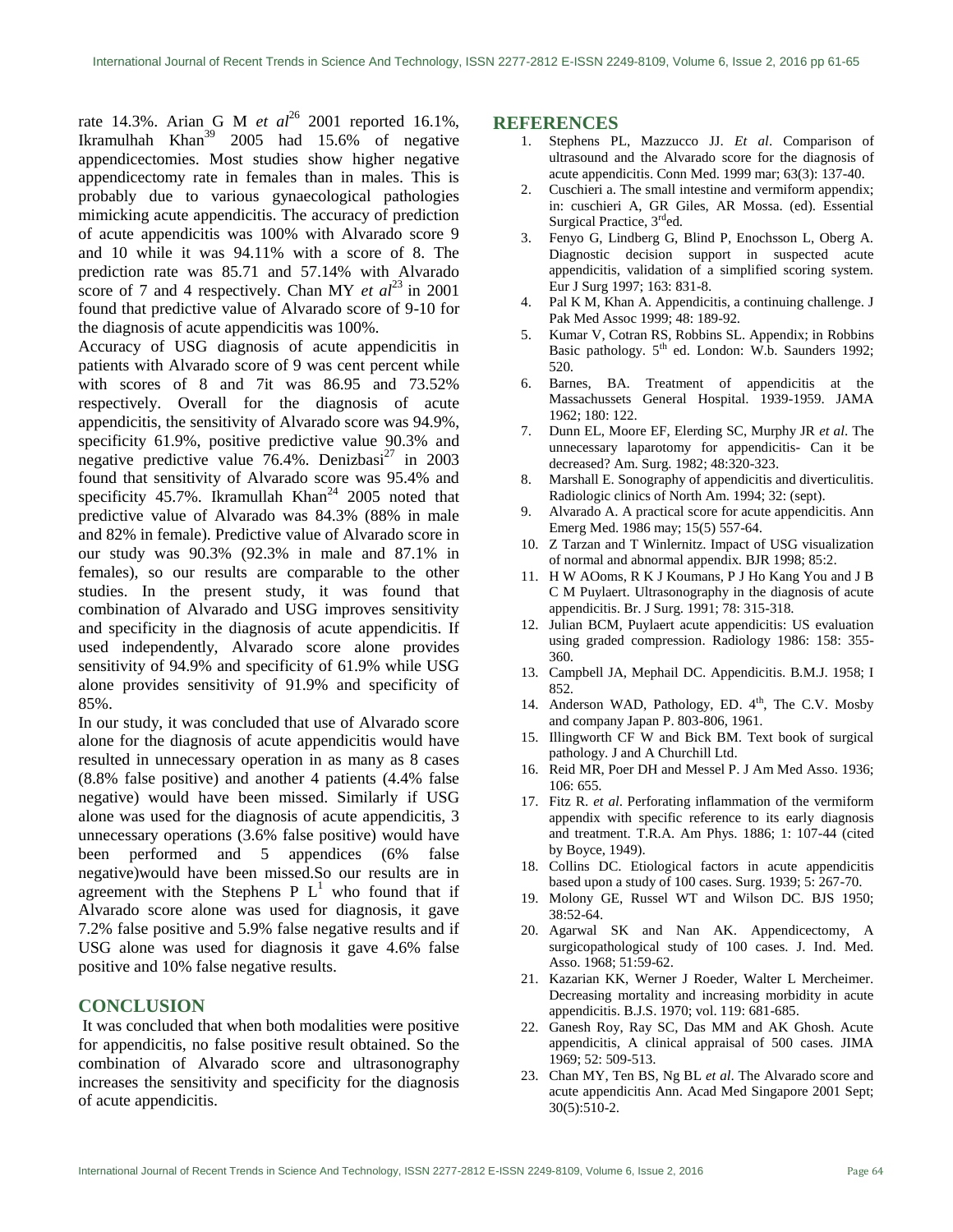rate 14.3%. Arian G M *et al*[26] 2001 reported 16.1%, Ikramulhah Khan[39] 2005 had 15.6% of negative appendicectomies. Most studies show higher negative appendicectomy rate in females than in males. This is probably due to various gynaecological pathologies mimicking acute appendicitis. The accuracy of prediction of acute appendicitis was 100% with Alvarado score 9 and 10 while it was 94.11% with a score of 8. The prediction rate was 85.71 and 57.14% with Alvarado score of 7 and 4 respectively. Chan MY *et al*[23] in 2001 found that predictive value of Alvarado score of 9-10 for the diagnosis of acute appendicitis was 100%.

Accuracy of USG diagnosis of acute appendicitis in patients with Alvarado score of 9 was cent percent while with scores of 8 and 7it was 86.95 and 73.52% respectively. Overall for the diagnosis of acute appendicitis, the sensitivity of Alvarado score was 94.9%, specificity 61.9%, positive predictive value 90.3% and negative predictive value 76.4%. Denizbasi[27] in 2003 found that sensitivity of Alvarado score was 95.4% and specificity 45.7%. Ikramullah Khan[24] 2005 noted that predictive value of Alvarado was 84.3% (88% in male and 82% in female). Predictive value of Alvarado score in our study was 90.3% (92.3% in male and 87.1% in females), so our results are comparable to the other studies. In the present study, it was found that combination of Alvarado and USG improves sensitivity and specificity in the diagnosis of acute appendicitis. If used independently, Alvarado score alone provides sensitivity of 94.9% and specificity of 61.9% while USG alone provides sensitivity of 91.9% and specificity of 85%.

In our study, it was concluded that use of Alvarado score alone for the diagnosis of acute appendicitis would have resulted in unnecessary operation in as many as 8 cases (8.8% false positive) and another 4 patients (4.4% false negative) would have been missed. Similarly if USG alone was used for the diagnosis of acute appendicitis, 3 unnecessary operations (3.6% false positive) would have been performed and 5 appendices (6% false negative)would have been missed.So our results are in agreement with the Stephens P L[1] who found that if Alvarado score alone was used for diagnosis, it gave 7.2% false positive and 5.9% false negative results and if USG alone was used for diagnosis it gave 4.6% false positive and 10% false negative results.

## CONCLUSION

It was concluded that when both modalities were positive for appendicitis, no false positive result obtained. So the combination of Alvarado score and ultrasonography increases the sensitivity and specificity for the diagnosis of acute appendicitis.

## REFERENCES

1. Stephens PL, Mazzucco JJ. *Et al*. Comparison of ultrasound and the Alvarado score for the diagnosis of acute appendicitis. Conn Med. 1999 mar; 63(3): 137-40.
2. Cuschieri a. The small intestine and vermiform appendix; in: cuschieri A, GR Giles, AR Mossa. (ed). Essential Surgical Practice, 3rded.
3. Fenyo G, Lindberg G, Blind P, Enochsson L, Oberg A. Diagnostic decision support in suspected acute appendicitis, validation of a simplified scoring system. Eur J Surg 1997; 163: 831-8.
4. Pal K M, Khan A. Appendicitis, a continuing challenge. J Pak Med Assoc 1999; 48: 189-92.
5. Kumar V, Cotran RS, Robbins SL. Appendix; in Robbins Basic pathology. 5th ed. London: W.b. Saunders 1992; 520.
6. Barnes, BA. Treatment of appendicitis at the Massachussets General Hospital. 1939-1959. JAMA 1962; 180: 122.
7. Dunn EL, Moore EF, Elerding SC, Murphy JR *et al*. The unnecessary laparotomy for appendicitis- Can it be decreased? Am. Surg. 1982; 48:320-323.
8. Marshall E. Sonography of appendicitis and diverticulitis. Radiologic clinics of North Am. 1994; 32: (sept).
9. Alvarado A. A practical score for acute appendicitis. Ann Emerg Med. 1986 may; 15(5) 557-64.
10. Z Tarzan and T Winlernitz. Impact of USG visualization of normal and abnormal appendix. BJR 1998; 85:2.
11. H W AOoms, R K J Koumans, P J Ho Kang You and J B C M Puylaert. Ultrasonography in the diagnosis of acute appendicitis. Br. J Surg. 1991; 78: 315-318.
12. Julian BCM, Puylaert acute appendicitis: US evaluation using graded compression. Radiology 1986: 158: 355-360.
13. Campbell JA, Mephail DC. Appendicitis. B.M.J. 1958; I 852.
14. Anderson WAD, Pathology, ED. 4th, The C.V. Mosby and company Japan P. 803-806, 1961.
15. Illingworth CF W and Bick BM. Text book of surgical pathology. J and A Churchill Ltd.
16. Reid MR, Poer DH and Messel P. J Am Med Asso. 1936; 106: 655.
17. Fitz R. *et al*. Perforating inflammation of the vermiform appendix with specific reference to its early diagnosis and treatment. T.R.A. Am Phys. 1886; 1: 107-44 (cited by Boyce, 1949).
18. Collins DC. Etiological factors in acute appendicitis based upon a study of 100 cases. Surg. 1939; 5: 267-70.
19. Molony GE, Russel WT and Wilson DC. BJS 1950; 38:52-64.
20. Agarwal SK and Nan AK. Appendicectomy, A surgicopathological study of 100 cases. J. Ind. Med. Asso. 1968; 51:59-62.
21. Kazarian KK, Werner J Roeder, Walter L Mercheimer. Decreasing mortality and increasing morbidity in acute appendicitis. B.J.S. 1970; vol. 119: 681-685.
22. Ganesh Roy, Ray SC, Das MM and AK Ghosh. Acute appendicitis, A clinical appraisal of 500 cases. JIMA 1969; 52: 509-513.
23. Chan MY, Ten BS, Ng BL *et al*. The Alvarado score and acute appendicitis Ann. Acad Med Singapore 2001 Sept; 30(5):510-2.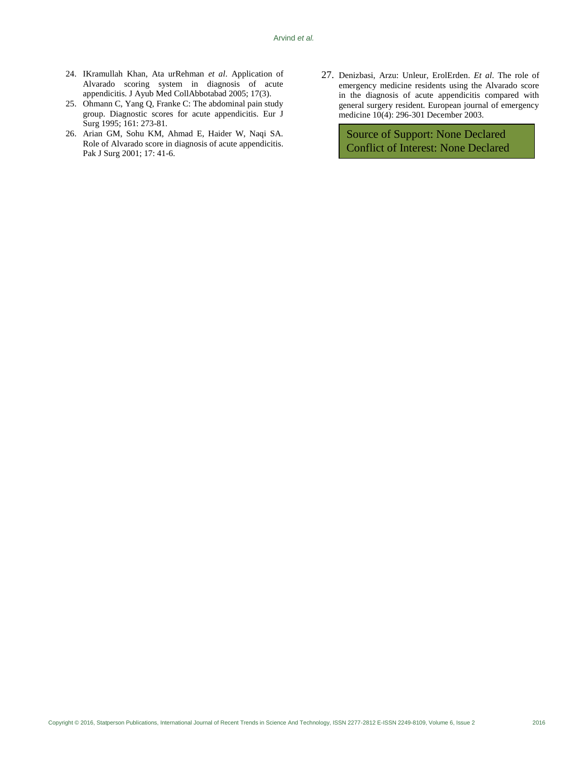24. IKramullah Khan, Ata urRehman *et al*. Application of Alvarado scoring system in diagnosis of acute appendicitis. J Ayub Med CollAbbotabad 2005; 17(3).
25. Ohmann C, Yang Q, Franke C: The abdominal pain study group. Diagnostic scores for acute appendicitis. Eur J Surg 1995; 161: 273-81.
26. Arian GM, Sohu KM, Ahmad E, Haider W, Naqi SA. Role of Alvarado score in diagnosis of acute appendicitis. Pak J Surg 2001; 17: 41-6.
27. Denizbasi, Arzu: Unleur, ErolErden. *Et al*. The role of emergency medicine residents using the Alvarado score in the diagnosis of acute appendicitis compared with general surgery resident. European journal of emergency medicine 10(4): 296-301 December 2003.

Source of Support: None Declared
Conflict of Interest: None Declared